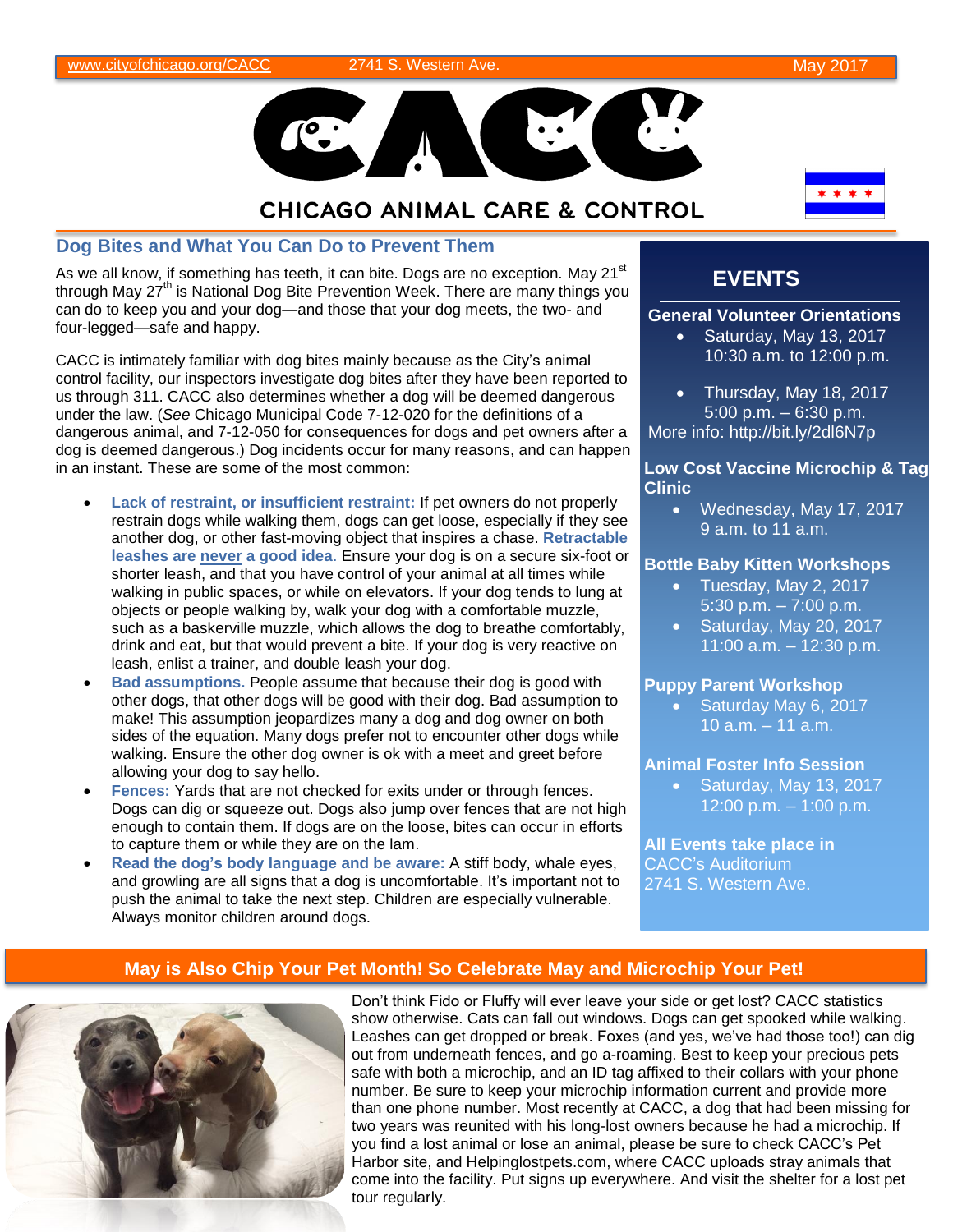www.cityofchicago.org/CACC 2741 S. Western Ave. May 2017

# CHICAGO ANIMAL CARE & CONTROL

## Dog Bites and What You Can Do to Prevent Them

As we all know, if something has teeth, it can bite. Dogs are no exception. May 21st through May 27th is National Dog Bite Prevention Week. There are many things you can do to keep you and your dog—and those that your dog meets, the two- and four-legged—safe and happy.

CACC is intimately familiar with dog bites mainly because as the City's animal control facility, our inspectors investigate dog bites after they have been reported to us through 311. CACC also determines whether a dog will be deemed dangerous under the law. (*See* Chicago Municipal Code 7-12-020 for the definitions of a dangerous animal, and 7-12-050 for consequences for dogs and pet owners after a dog is deemed dangerous.) Dog incidents occur for many reasons, and can happen in an instant. These are some of the most common:

- **Lack of restraint, or insufficient restraint:** If pet owners do not properly restrain dogs while walking them, dogs can get loose, especially if they see another dog, or other fast-moving object that inspires a chase. **Retractable leashes are <u>never</u> a good idea.** Ensure your dog is on a secure six-foot or shorter leash, and that you have control of your animal at all times while walking in public spaces, or while on elevators. If your dog tends to lung at objects or people walking by, walk your dog with a comfortable muzzle, such as a baskerville muzzle, which allows the dog to breathe comfortably, drink and eat, but that would prevent a bite. If your dog is very reactive on leash, enlist a trainer, and double leash your dog.
- **Bad assumptions.** People assume that because their dog is good with other dogs, that other dogs will be good with their dog. Bad assumption to make! This assumption jeopardizes many a dog and dog owner on both sides of the equation. Many dogs prefer not to encounter other dogs while walking. Ensure the other dog owner is ok with a meet and greet before allowing your dog to say hello.
- **Fences:** Yards that are not checked for exits under or through fences. Dogs can dig or squeeze out. Dogs also jump over fences that are not high enough to contain them. If dogs are on the loose, bites can occur in efforts to capture them or while they are on the lam.
- **Read the dog's body language and be aware:** A stiff body, whale eyes, and growling are all signs that a dog is uncomfortable. It's important not to push the animal to take the next step. Children are especially vulnerable. Always monitor children around dogs.

## EVENTS

**General Volunteer Orientations**

- Saturday, May 13, 2017
  10:30 a.m. to 12:00 p.m.
- Thursday, May 18, 2017
  5:00 p.m. – 6:30 p.m.

More info: http://bit.ly/2dl6N7p

**Low Cost Vaccine Microchip & Tag Clinic**

- Wednesday, May 17, 2017
  9 a.m. to 11 a.m.

**Bottle Baby Kitten Workshops**

- Tuesday, May 2, 2017
  5:30 p.m. – 7:00 p.m.
- Saturday, May 20, 2017
  11:00 a.m. – 12:30 p.m.

**Puppy Parent Workshop**

- Saturday May 6, 2017
  10 a.m. – 11 a.m.

**Animal Foster Info Session**

- Saturday, May 13, 2017
  12:00 p.m. – 1:00 p.m.

**All Events take place in**
CACC's Auditorium
2741 S. Western Ave.

## May is Also Chip Your Pet Month! So Celebrate May and Microchip Your Pet!

Don't think Fido or Fluffy will ever leave your side or get lost? CACC statistics show otherwise. Cats can fall out windows. Dogs can get spooked while walking. Leashes can get dropped or break. Foxes (and yes, we've had those too!) can dig out from underneath fences, and go a-roaming. Best to keep your precious pets safe with both a microchip, and an ID tag affixed to their collars with your phone number. Be sure to keep your microchip information current and provide more than one phone number. Most recently at CACC, a dog that had been missing for two years was reunited with his long-lost owners because he had a microchip. If you find a lost animal or lose an animal, please be sure to check CACC's Pet Harbor site, and Helpinglostpets.com, where CACC uploads stray animals that come into the facility. Put signs up everywhere. And visit the shelter for a lost pet tour regularly.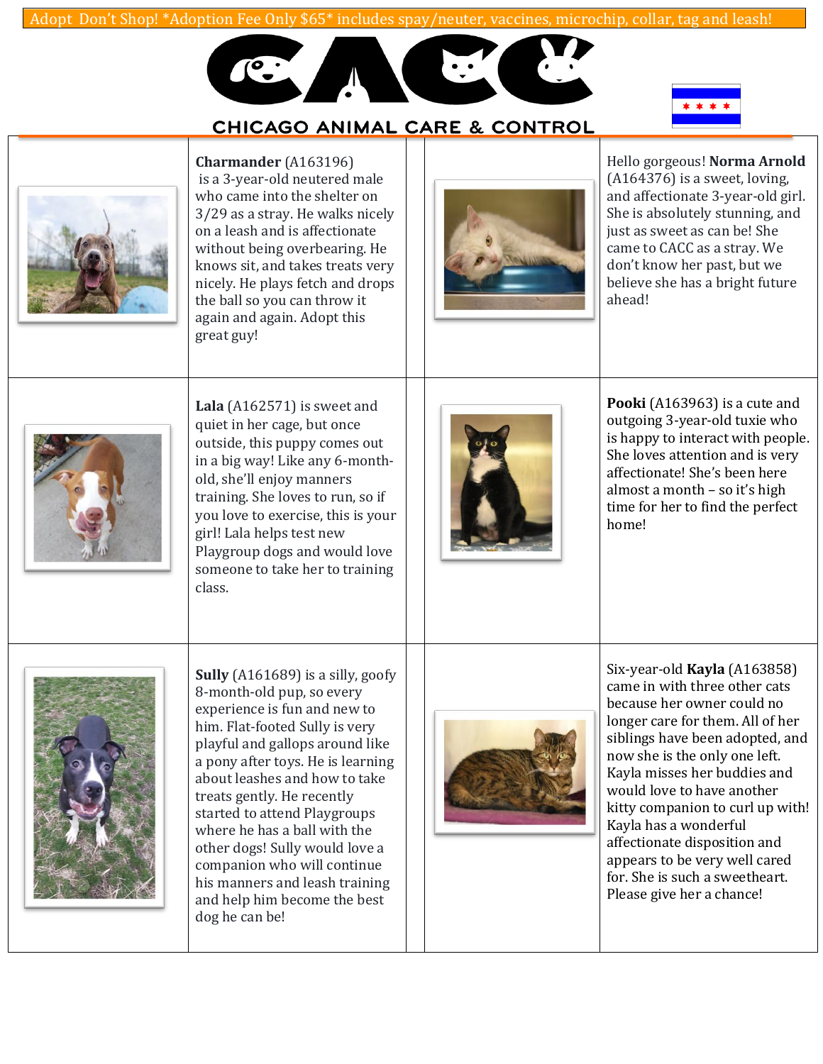Adopt Don't Shop! *Adoption Fee Only $65* includes spay/neuter, vaccines, microchip, collar, tag and leash!

CHICAGO ANIMAL CARE & CONTROL

**Charmander** (A163196) is a 3-year-old neutered male who came into the shelter on 3/29 as a stray. He walks nicely on a leash and is affectionate without being overbearing. He knows sit, and takes treats very nicely. He plays fetch and drops the ball so you can throw it again and again. Adopt this great guy!

Hello gorgeous! **Norma Arnold** (A164376) is a sweet, loving, and affectionate 3-year-old girl. She is absolutely stunning, and just as sweet as can be! She came to CACC as a stray. We don't know her past, but we believe she has a bright future ahead!

**Lala** (A162571) is sweet and quiet in her cage, but once outside, this puppy comes out in a big way! Like any 6-month-old, she'll enjoy manners training. She loves to run, so if you love to exercise, this is your girl! Lala helps test new Playgroup dogs and would love someone to take her to training class.

**Pooki** (A163963) is a cute and outgoing 3-year-old tuxie who is happy to interact with people. She loves attention and is very affectionate! She's been here almost a month – so it's high time for her to find the perfect home!

**Sully** (A161689) is a silly, goofy 8-month-old pup, so every experience is fun and new to him. Flat-footed Sully is very playful and gallops around like a pony after toys. He is learning about leashes and how to take treats gently. He recently started to attend Playgroups where he has a ball with the other dogs! Sully would love a companion who will continue his manners and leash training and help him become the best dog he can be!

Six-year-old **Kayla** (A163858) came in with three other cats because her owner could no longer care for them. All of her siblings have been adopted, and now she is the only one left. Kayla misses her buddies and would love to have another kitty companion to curl up with! Kayla has a wonderful affectionate disposition and appears to be very well cared for. She is such a sweetheart. Please give her a chance!